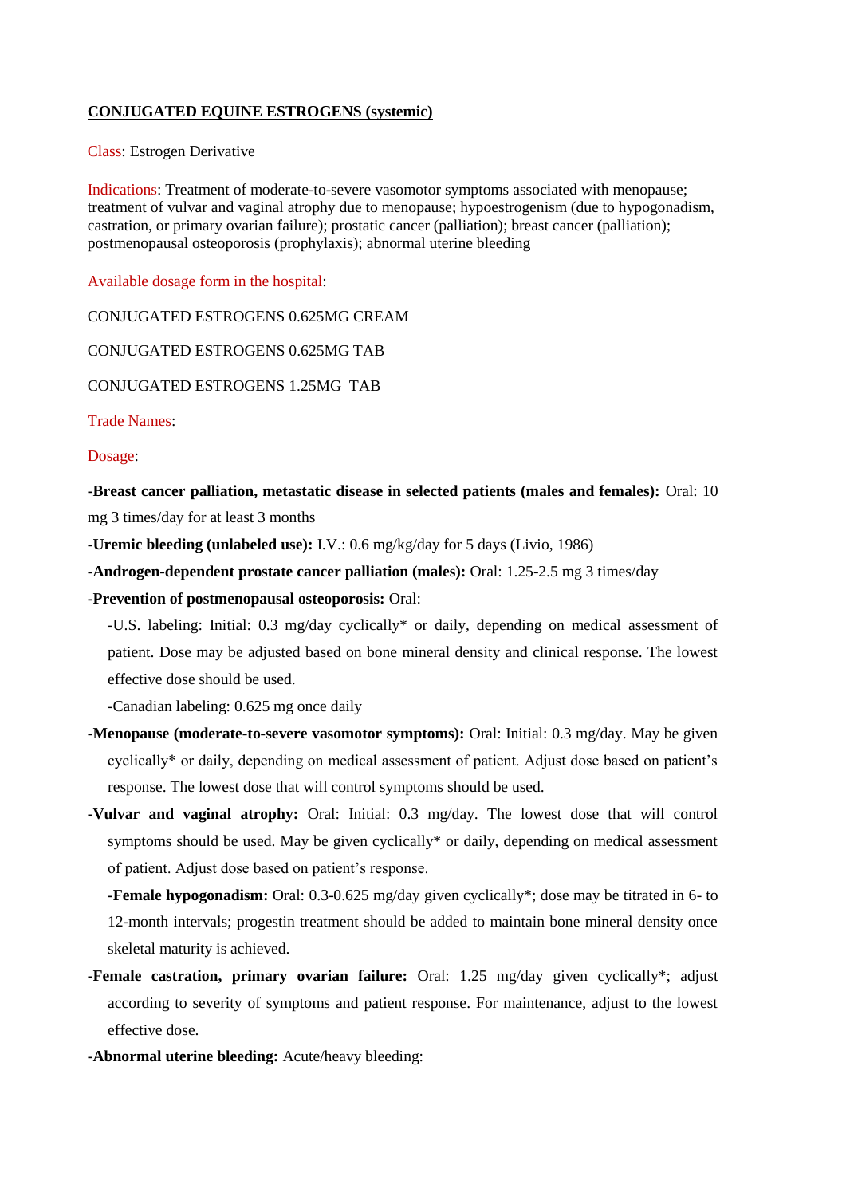**CONJUGATED EQUINE ESTROGENS (systemic)**

Class: Estrogen Derivative

Indications: Treatment of moderate-to-severe vasomotor symptoms associated with menopause; treatment of vulvar and vaginal atrophy due to menopause; hypoestrogenism (due to hypogonadism, castration, or primary ovarian failure); prostatic cancer (palliation); breast cancer (palliation); postmenopausal osteoporosis (prophylaxis); abnormal uterine bleeding

Available dosage form in the hospital:

CONJUGATED ESTROGENS 0.625MG CREAM

CONJUGATED ESTROGENS 0.625MG TAB

CONJUGATED ESTROGENS 1.25MG TAB

Trade Names:

Dosage:

-**Breast cancer palliation, metastatic disease in selected patients (males and females):** Oral: 10 mg 3 times/day for at least 3 months

-**Uremic bleeding (unlabeled use):** I.V.: 0.6 mg/kg/day for 5 days (Livio, 1986)

-**Androgen-dependent prostate cancer palliation (males):** Oral: 1.25-2.5 mg 3 times/day

-**Prevention of postmenopausal osteoporosis:** Oral:

-U.S. labeling: Initial: 0.3 mg/day cyclically* or daily, depending on medical assessment of patient. Dose may be adjusted based on bone mineral density and clinical response. The lowest effective dose should be used.

-Canadian labeling: 0.625 mg once daily

-**Menopause (moderate-to-severe vasomotor symptoms):** Oral: Initial: 0.3 mg/day. May be given cyclically* or daily, depending on medical assessment of patient. Adjust dose based on patient's response. The lowest dose that will control symptoms should be used.

-**Vulvar and vaginal atrophy:** Oral: Initial: 0.3 mg/day. The lowest dose that will control symptoms should be used. May be given cyclically* or daily, depending on medical assessment of patient. Adjust dose based on patient's response.

-**Female hypogonadism:** Oral: 0.3-0.625 mg/day given cyclically*; dose may be titrated in 6- to 12-month intervals; progestin treatment should be added to maintain bone mineral density once skeletal maturity is achieved.

-**Female castration, primary ovarian failure:** Oral: 1.25 mg/day given cyclically*; adjust according to severity of symptoms and patient response. For maintenance, adjust to the lowest effective dose.

-**Abnormal uterine bleeding:** Acute/heavy bleeding: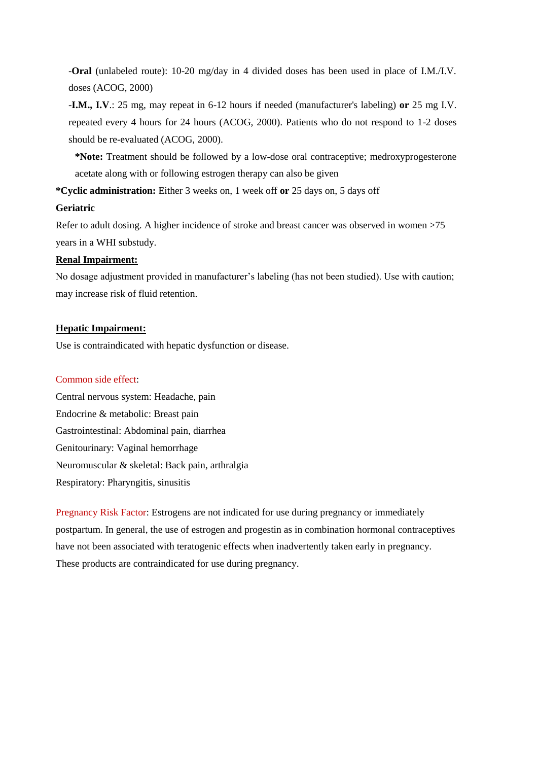-**Oral** (unlabeled route): 10-20 mg/day in 4 divided doses has been used in place of I.M./I.V. doses (ACOG, 2000)

-**I.M., I.V**.: 25 mg, may repeat in 6-12 hours if needed (manufacturer's labeling) **or** 25 mg I.V. repeated every 4 hours for 24 hours (ACOG, 2000). Patients who do not respond to 1-2 doses should be re-evaluated (ACOG, 2000).

**\*Note:** Treatment should be followed by a low-dose oral contraceptive; medroxyprogesterone acetate along with or following estrogen therapy can also be given

**\*Cyclic administration:** Either 3 weeks on, 1 week off **or** 25 days on, 5 days off

**Geriatric**

Refer to adult dosing. A higher incidence of stroke and breast cancer was observed in women >75 years in a WHI substudy.

**Renal Impairment:**

No dosage adjustment provided in manufacturer's labeling (has not been studied). Use with caution; may increase risk of fluid retention.

**Hepatic Impairment:**

Use is contraindicated with hepatic dysfunction or disease.

Common side effect:

Central nervous system: Headache, pain

Endocrine & metabolic: Breast pain

Gastrointestinal: Abdominal pain, diarrhea

Genitourinary: Vaginal hemorrhage

Neuromuscular & skeletal: Back pain, arthralgia

Respiratory: Pharyngitis, sinusitis

Pregnancy Risk Factor: Estrogens are not indicated for use during pregnancy or immediately postpartum. In general, the use of estrogen and progestin as in combination hormonal contraceptives have not been associated with teratogenic effects when inadvertently taken early in pregnancy. These products are contraindicated for use during pregnancy.